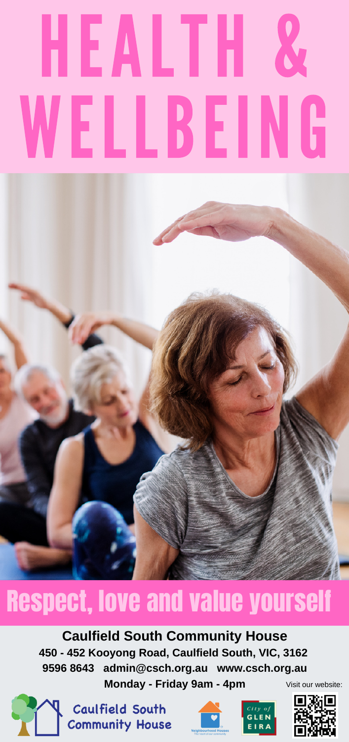# HEALTH & WELLBEING

## Respect, love and value yourself

**Caulfield South Community House**

**450 - 452 Kooyong Road, Caulfield South, VIC, 3162**

**9596 8643 admin@csch.org.au www.csch.org.au**

**Monday - Friday 9am - 4pm**

Visit our website:

Caulfield South Community House

Neighbourhood Houses

City of Glen Eira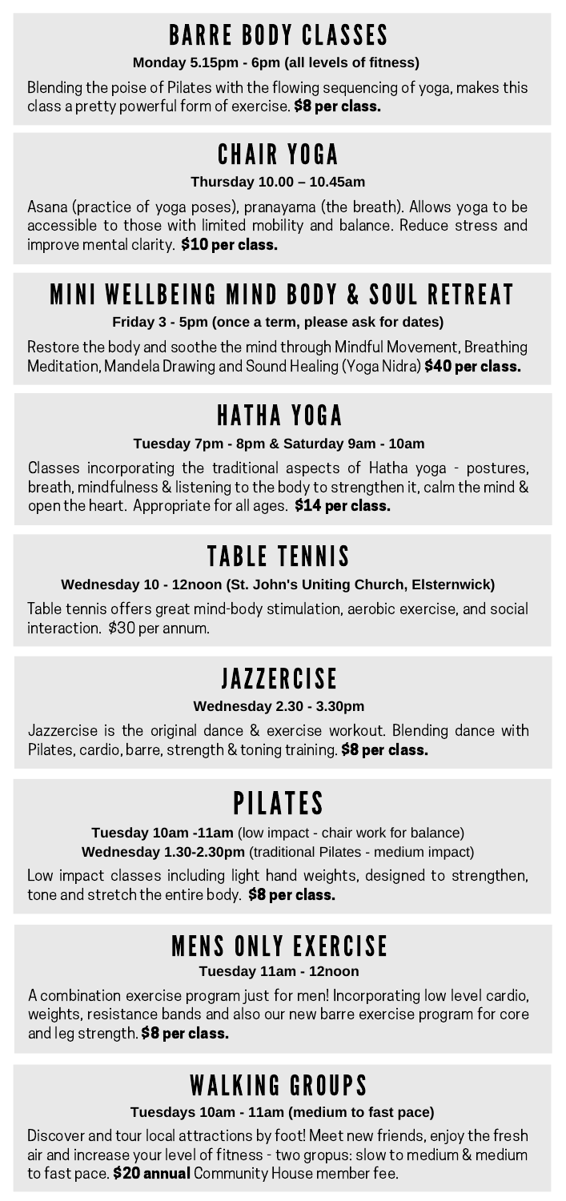## BARRE BODY CLASSES

**Monday 5.15pm - 6pm (all levels of fitness)**

Blending the poise of Pilates with the flowing sequencing of yoga, makes this class a pretty powerful form of exercise. **$8 per class.**

## CHAIR YOGA

**Thursday 10.00 – 10.45am**

Asana (practice of yoga poses), pranayama (the breath). Allows yoga to be accessible to those with limited mobility and balance. Reduce stress and improve mental clarity. **$10 per class.**

## MINI WELLBEING MIND BODY & SOUL RETREAT

**Friday 3 - 5pm (once a term, please ask for dates)**

Restore the body and soothe the mind through Mindful Movement, Breathing Meditation, Mandela Drawing and Sound Healing (Yoga Nidra) **$40 per class.**

## HATHA YOGA

**Tuesday 7pm - 8pm & Saturday 9am - 10am**

Classes incorporating the traditional aspects of Hatha yoga - postures, breath, mindfulness & listening to the body to strengthen it, calm the mind & open the heart. Appropriate for all ages. **$14 per class.**

## TABLE TENNIS

**Wednesday 10 - 12noon (St. John's Uniting Church, Elsternwick)**

Table tennis offers great mind-body stimulation, aerobic exercise, and social interaction. $30 per annum.

## JAZZERCISE

**Wednesday 2.30 - 3.30pm**

Jazzercise is the original dance & exercise workout. Blending dance with Pilates, cardio, barre, strength & toning training. **$8 per class.**

## PILATES

**Tuesday 10am -11am** (low impact - chair work for balance)
**Wednesday 1.30-2.30pm** (traditional Pilates - medium impact)

Low impact classes including light hand weights, designed to strengthen, tone and stretch the entire body. **$8 per class.**

## MENS ONLY EXERCISE

**Tuesday 11am - 12noon**

A combination exercise program just for men! Incorporating low level cardio, weights, resistance bands and also our new barre exercise program for core and leg strength. **$8 per class.**

## WALKING GROUPS

**Tuesdays 10am - 11am (medium to fast pace)**

Discover and tour local attractions by foot! Meet new friends, enjoy the fresh air and increase your level of fitness - two gropus: slow to medium & medium to fast pace. **$20 annual** Community House member fee.